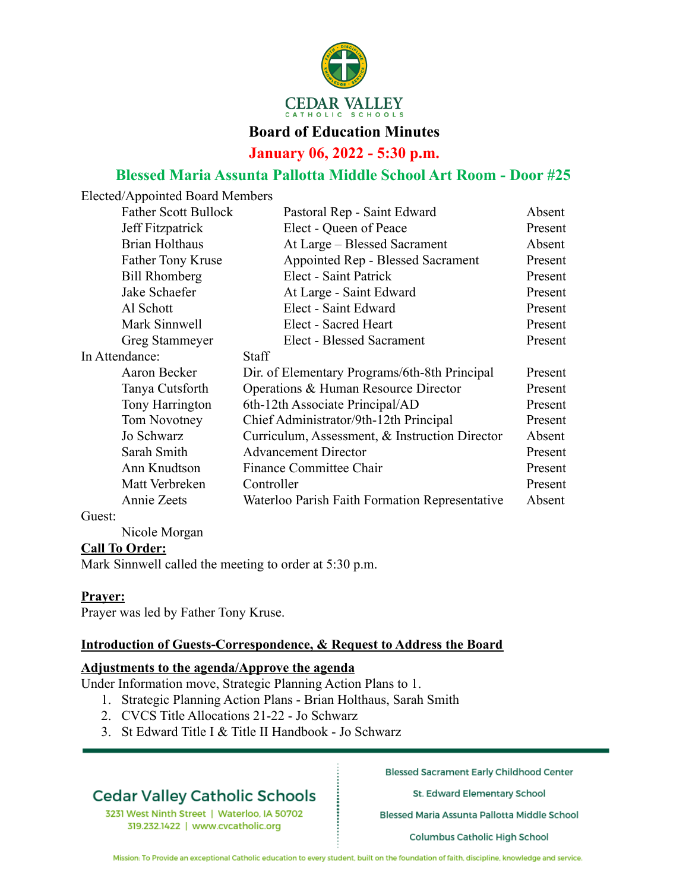# Board of Education Minutes

## January 06, 2022 - 5:30 p.m.

## Blessed Maria Assunta Pallotta Middle School Art Room - Door #25

Elected/Appointed Board Members

| Name | Position | Status |
|---|---|---|
| Father Scott Bullock | Pastoral Rep - Saint Edward | Absent |
| Jeff Fitzpatrick | Elect - Queen of Peace | Present |
| Brian Holthaus | At Large – Blessed Sacrament | Absent |
| Father Tony Kruse | Appointed Rep - Blessed Sacrament | Present |
| Bill Rhomberg | Elect - Saint Patrick | Present |
| Jake Schaefer | At Large - Saint Edward | Present |
| Al Schott | Elect - Saint Edward | Present |
| Mark Sinnwell | Elect - Sacred Heart | Present |
| Greg Stammeyer | Elect - Blessed Sacrament | Present |

In Attendance: Staff

| Name | Position | Status |
|---|---|---|
| Aaron Becker | Dir. of Elementary Programs/6th-8th Principal | Present |
| Tanya Cutsforth | Operations & Human Resource Director | Present |
| Tony Harrington | 6th-12th Associate Principal/AD | Present |
| Tom Novotney | Chief Administrator/9th-12th Principal | Present |
| Jo Schwarz | Curriculum, Assessment, & Instruction Director | Absent |
| Sarah Smith | Advancement Director | Present |
| Ann Knudtson | Finance Committee Chair | Present |
| Matt Verbreken | Controller | Present |
| Annie Zeets | Waterloo Parish Faith Formation Representative | Absent |

Guest:

Nicole Morgan

**Call To Order:**

Mark Sinnwell called the meeting to order at 5:30 p.m.

**Prayer:**

Prayer was led by Father Tony Kruse.

**Introduction of Guests-Correspondence, & Request to Address the Board**

**Adjustments to the agenda/Approve the agenda**

Under Information move, Strategic Planning Action Plans to 1.

1. Strategic Planning Action Plans - Brian Holthaus, Sarah Smith
2. CVCS Title Allocations 21-22 - Jo Schwarz
3. St Edward Title I & Title II Handbook - Jo Schwarz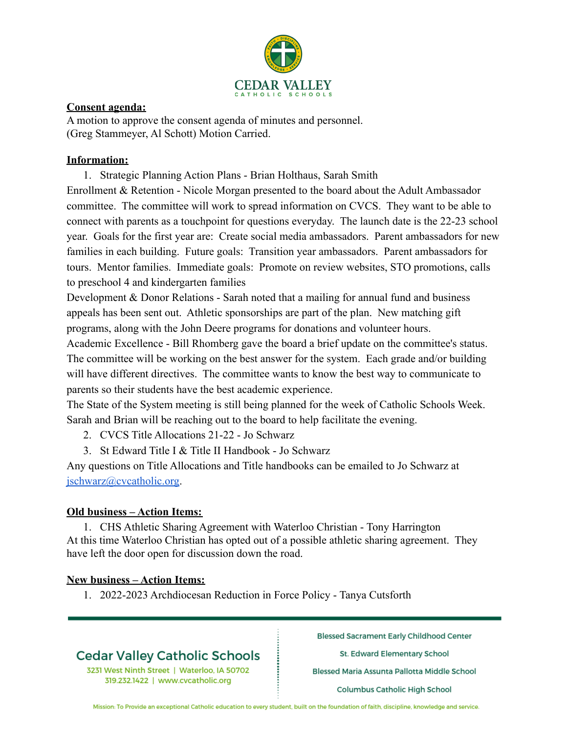**Consent agenda:**
A motion to approve the consent agenda of minutes and personnel.
(Greg Stammeyer, Al Schott) Motion Carried.

**Information:**

1. Strategic Planning Action Plans - Brian Holthaus, Sarah Smith

Enrollment & Retention - Nicole Morgan presented to the board about the Adult Ambassador committee. The committee will work to spread information on CVCS. They want to be able to connect with parents as a touchpoint for questions everyday. The launch date is the 22-23 school year. Goals for the first year are: Create social media ambassadors. Parent ambassadors for new families in each building. Future goals: Transition year ambassadors. Parent ambassadors for tours. Mentor families. Immediate goals: Promote on review websites, STO promotions, calls to preschool 4 and kindergarten families

Development & Donor Relations - Sarah noted that a mailing for annual fund and business appeals has been sent out. Athletic sponsorships are part of the plan. New matching gift programs, along with the John Deere programs for donations and volunteer hours.

Academic Excellence - Bill Rhomberg gave the board a brief update on the committee's status. The committee will be working on the best answer for the system. Each grade and/or building will have different directives. The committee wants to know the best way to communicate to parents so their students have the best academic experience.

The State of the System meeting is still being planned for the week of Catholic Schools Week. Sarah and Brian will be reaching out to the board to help facilitate the evening.

2. CVCS Title Allocations 21-22 - Jo Schwarz
3. St Edward Title I & Title II Handbook - Jo Schwarz

Any questions on Title Allocations and Title handbooks can be emailed to Jo Schwarz at jschwarz@cvcatholic.org.

**Old business – Action Items:**

1. CHS Athletic Sharing Agreement with Waterloo Christian - Tony Harrington

At this time Waterloo Christian has opted out of a possible athletic sharing agreement. They have left the door open for discussion down the road.

**New business – Action Items:**

1. 2022-2023 Archdiocesan Reduction in Force Policy - Tanya Cutsforth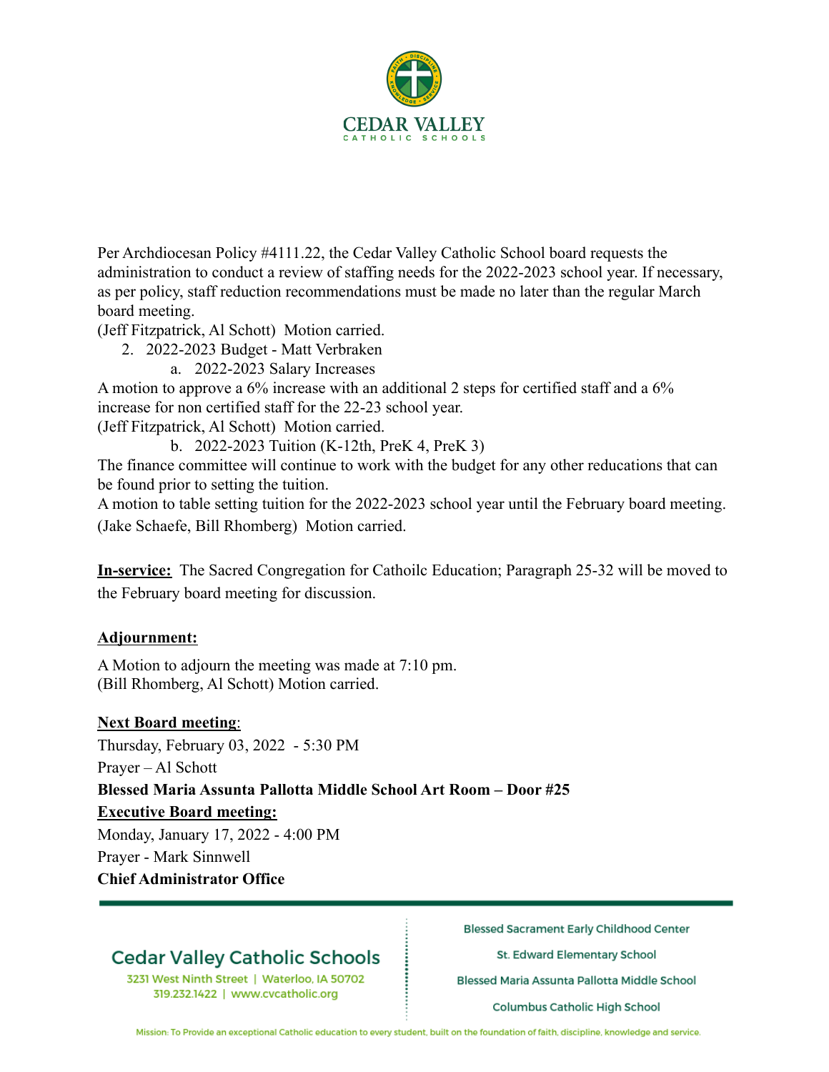Per Archdiocesan Policy #4111.22, the Cedar Valley Catholic School board requests the administration to conduct a review of staffing needs for the 2022-2023 school year. If necessary, as per policy, staff reduction recommendations must be made no later than the regular March board meeting.
(Jeff Fitzpatrick, Al Schott) Motion carried.

2. 2022-2023 Budget - Matt Verbraken
    a. 2022-2023 Salary Increases

A motion to approve a 6% increase with an additional 2 steps for certified staff and a 6% increase for non certified staff for the 22-23 school year.
(Jeff Fitzpatrick, Al Schott) Motion carried.

    b. 2022-2023 Tuition (K-12th, PreK 4, PreK 3)

The finance committee will continue to work with the budget for any other reducations that can be found prior to setting the tuition.
A motion to table setting tuition for the 2022-2023 school year until the February board meeting.
(Jake Schaefe, Bill Rhomberg) Motion carried.

**In-service:** The Sacred Congregation for Cathoilc Education; Paragraph 25-32 will be moved to the February board meeting for discussion.

**Adjournment:**

A Motion to adjourn the meeting was made at 7:10 pm.
(Bill Rhomberg, Al Schott) Motion carried.

**Next Board meeting**:
Thursday, February 03, 2022 - 5:30 PM
Prayer – Al Schott
**Blessed Maria Assunta Pallotta Middle School Art Room – Door #25**

**Executive Board meeting:**
Monday, January 17, 2022 - 4:00 PM
Prayer - Mark Sinnwell
**Chief Administrator Office**